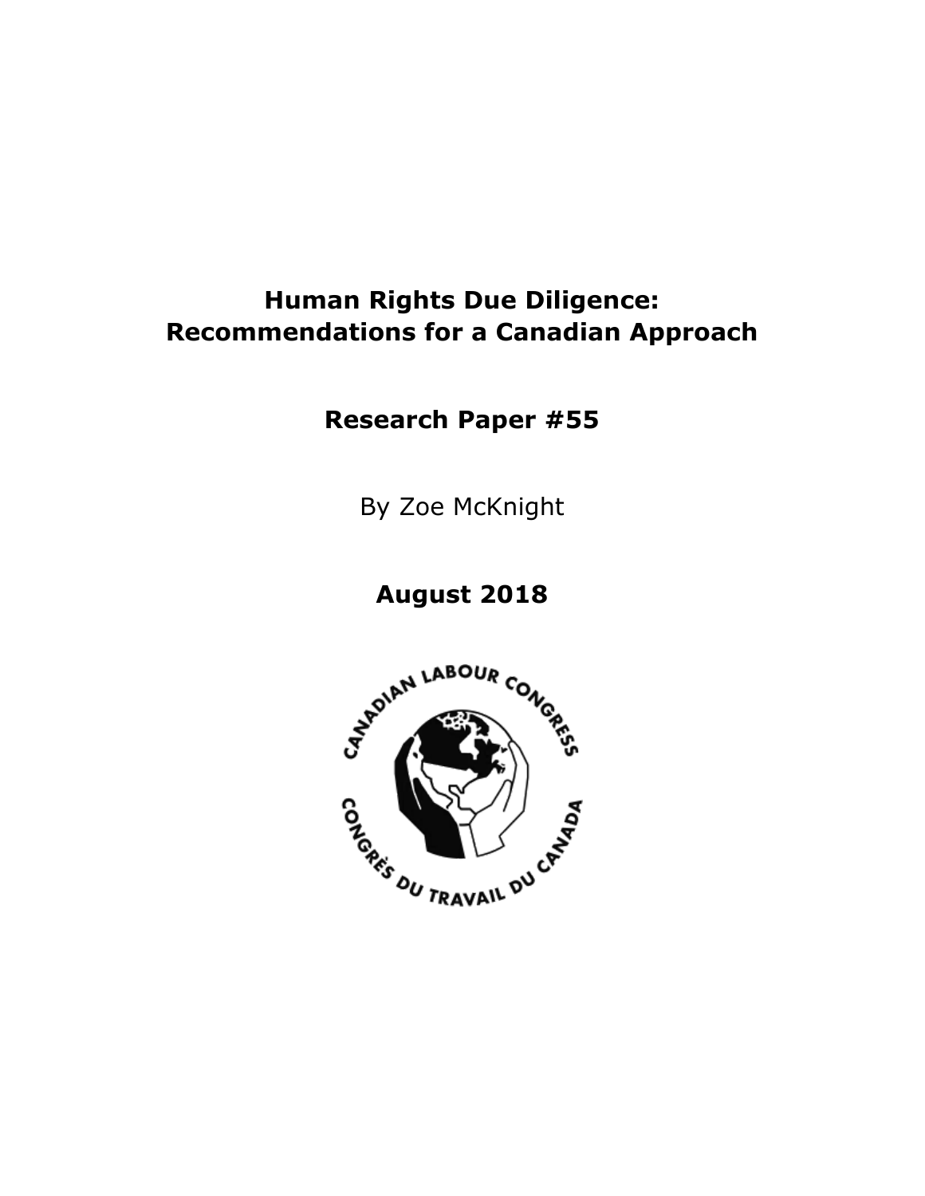# Human Rights Due Diligence: Recommendations for a Canadian Approach

## Research Paper #55

By Zoe McKnight

**August 2018**

CANADIAN LABOUR CONGRESS

CONGRÈS DU TRAVAIL DU CANADA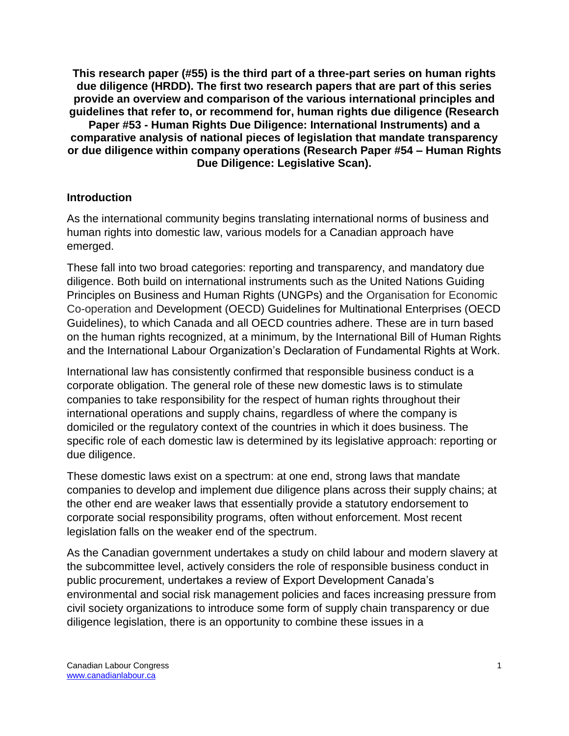**This research paper (#55) is the third part of a three-part series on human rights due diligence (HRDD). The first two research papers that are part of this series provide an overview and comparison of the various international principles and guidelines that refer to, or recommend for, human rights due diligence (Research Paper #53 - Human Rights Due Diligence: International Instruments) and a comparative analysis of national pieces of legislation that mandate transparency or due diligence within company operations (Research Paper #54 – Human Rights Due Diligence: Legislative Scan).**

## Introduction

As the international community begins translating international norms of business and human rights into domestic law, various models for a Canadian approach have emerged.

These fall into two broad categories: reporting and transparency, and mandatory due diligence. Both build on international instruments such as the United Nations Guiding Principles on Business and Human Rights (UNGPs) and the Organisation for Economic Co-operation and Development (OECD) Guidelines for Multinational Enterprises (OECD Guidelines), to which Canada and all OECD countries adhere. These are in turn based on the human rights recognized, at a minimum, by the International Bill of Human Rights and the International Labour Organization's Declaration of Fundamental Rights at Work.

International law has consistently confirmed that responsible business conduct is a corporate obligation. The general role of these new domestic laws is to stimulate companies to take responsibility for the respect of human rights throughout their international operations and supply chains, regardless of where the company is domiciled or the regulatory context of the countries in which it does business. The specific role of each domestic law is determined by its legislative approach: reporting or due diligence.

These domestic laws exist on a spectrum: at one end, strong laws that mandate companies to develop and implement due diligence plans across their supply chains; at the other end are weaker laws that essentially provide a statutory endorsement to corporate social responsibility programs, often without enforcement. Most recent legislation falls on the weaker end of the spectrum.

As the Canadian government undertakes a study on child labour and modern slavery at the subcommittee level, actively considers the role of responsible business conduct in public procurement, undertakes a review of Export Development Canada's environmental and social risk management policies and faces increasing pressure from civil society organizations to introduce some form of supply chain transparency or due diligence legislation, there is an opportunity to combine these issues in a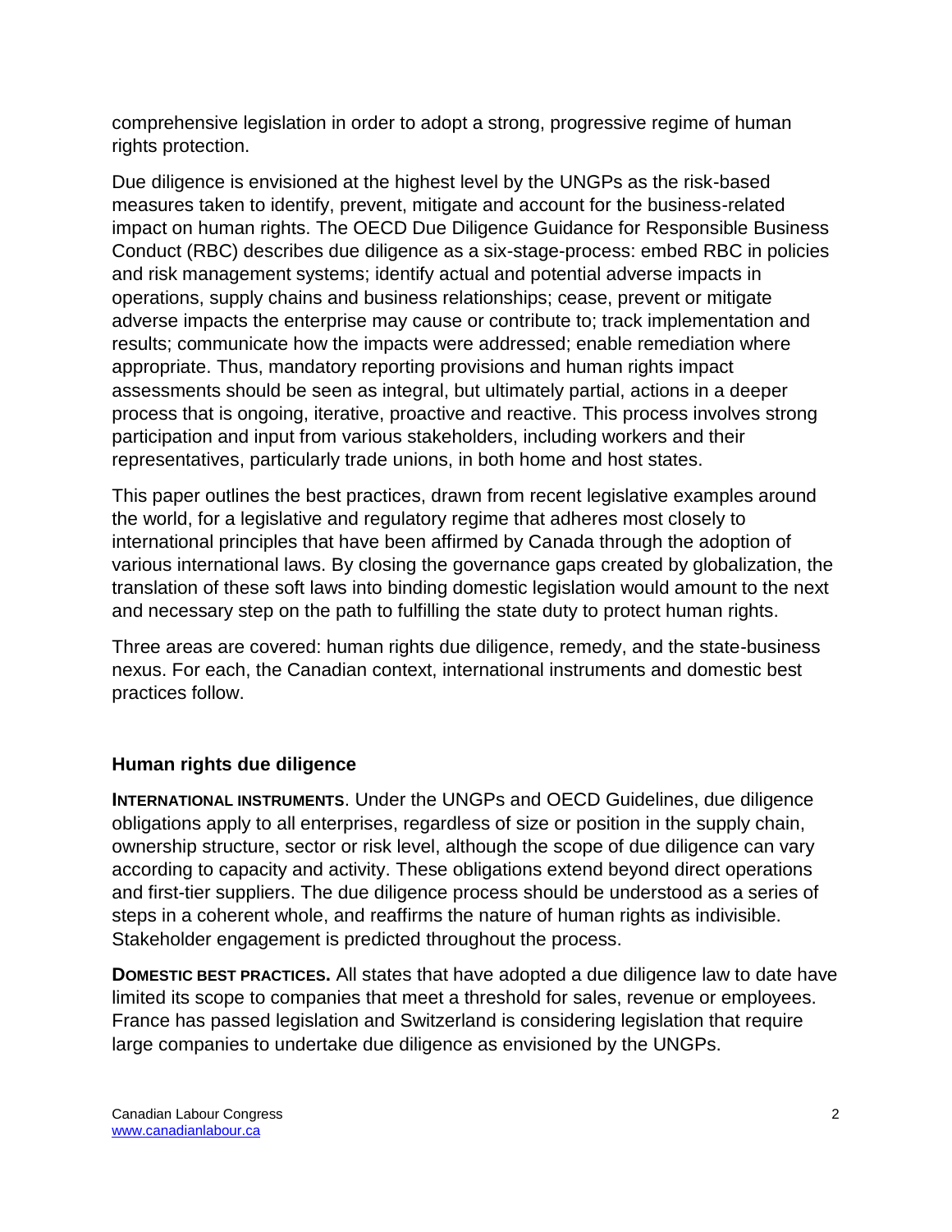comprehensive legislation in order to adopt a strong, progressive regime of human rights protection.

Due diligence is envisioned at the highest level by the UNGPs as the risk-based measures taken to identify, prevent, mitigate and account for the business-related impact on human rights. The OECD Due Diligence Guidance for Responsible Business Conduct (RBC) describes due diligence as a six-stage-process: embed RBC in policies and risk management systems; identify actual and potential adverse impacts in operations, supply chains and business relationships; cease, prevent or mitigate adverse impacts the enterprise may cause or contribute to; track implementation and results; communicate how the impacts were addressed; enable remediation where appropriate. Thus, mandatory reporting provisions and human rights impact assessments should be seen as integral, but ultimately partial, actions in a deeper process that is ongoing, iterative, proactive and reactive. This process involves strong participation and input from various stakeholders, including workers and their representatives, particularly trade unions, in both home and host states.

This paper outlines the best practices, drawn from recent legislative examples around the world, for a legislative and regulatory regime that adheres most closely to international principles that have been affirmed by Canada through the adoption of various international laws. By closing the governance gaps created by globalization, the translation of these soft laws into binding domestic legislation would amount to the next and necessary step on the path to fulfilling the state duty to protect human rights.

Three areas are covered: human rights due diligence, remedy, and the state-business nexus. For each, the Canadian context, international instruments and domestic best practices follow.

## Human rights due diligence

**INTERNATIONAL INSTRUMENTS**. Under the UNGPs and OECD Guidelines, due diligence obligations apply to all enterprises, regardless of size or position in the supply chain, ownership structure, sector or risk level, although the scope of due diligence can vary according to capacity and activity. These obligations extend beyond direct operations and first-tier suppliers. The due diligence process should be understood as a series of steps in a coherent whole, and reaffirms the nature of human rights as indivisible. Stakeholder engagement is predicted throughout the process.

**DOMESTIC BEST PRACTICES.** All states that have adopted a due diligence law to date have limited its scope to companies that meet a threshold for sales, revenue or employees. France has passed legislation and Switzerland is considering legislation that require large companies to undertake due diligence as envisioned by the UNGPs.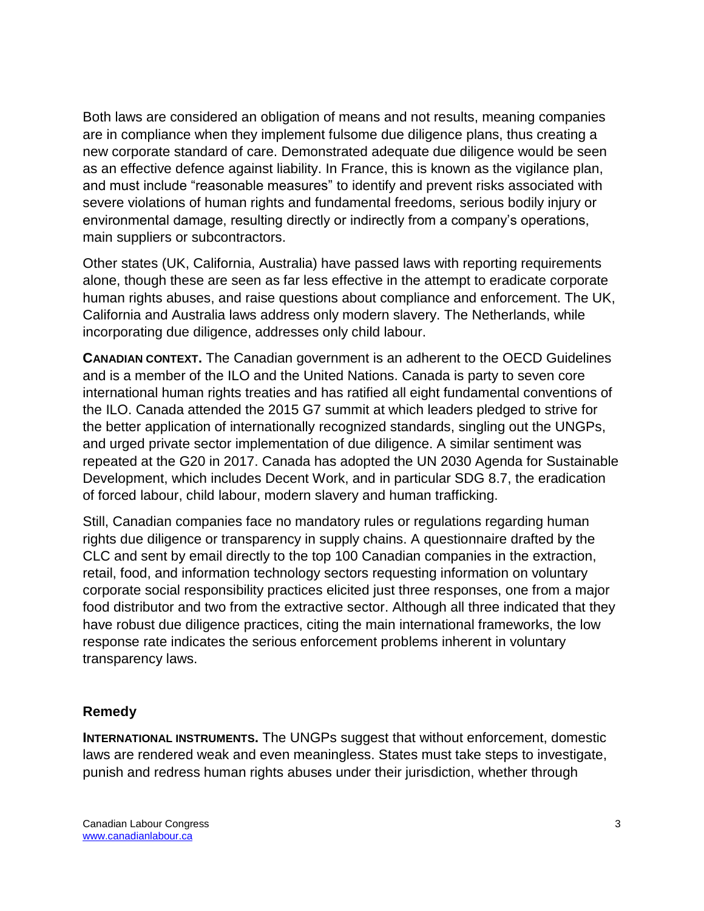Both laws are considered an obligation of means and not results, meaning companies are in compliance when they implement fulsome due diligence plans, thus creating a new corporate standard of care. Demonstrated adequate due diligence would be seen as an effective defence against liability. In France, this is known as the vigilance plan, and must include "reasonable measures" to identify and prevent risks associated with severe violations of human rights and fundamental freedoms, serious bodily injury or environmental damage, resulting directly or indirectly from a company's operations, main suppliers or subcontractors.

Other states (UK, California, Australia) have passed laws with reporting requirements alone, though these are seen as far less effective in the attempt to eradicate corporate human rights abuses, and raise questions about compliance and enforcement. The UK, California and Australia laws address only modern slavery. The Netherlands, while incorporating due diligence, addresses only child labour.

**CANADIAN CONTEXT.** The Canadian government is an adherent to the OECD Guidelines and is a member of the ILO and the United Nations. Canada is party to seven core international human rights treaties and has ratified all eight fundamental conventions of the ILO. Canada attended the 2015 G7 summit at which leaders pledged to strive for the better application of internationally recognized standards, singling out the UNGPs, and urged private sector implementation of due diligence. A similar sentiment was repeated at the G20 in 2017. Canada has adopted the UN 2030 Agenda for Sustainable Development, which includes Decent Work, and in particular SDG 8.7, the eradication of forced labour, child labour, modern slavery and human trafficking.

Still, Canadian companies face no mandatory rules or regulations regarding human rights due diligence or transparency in supply chains. A questionnaire drafted by the CLC and sent by email directly to the top 100 Canadian companies in the extraction, retail, food, and information technology sectors requesting information on voluntary corporate social responsibility practices elicited just three responses, one from a major food distributor and two from the extractive sector. Although all three indicated that they have robust due diligence practices, citing the main international frameworks, the low response rate indicates the serious enforcement problems inherent in voluntary transparency laws.

### Remedy

**INTERNATIONAL INSTRUMENTS.** The UNGPs suggest that without enforcement, domestic laws are rendered weak and even meaningless. States must take steps to investigate, punish and redress human rights abuses under their jurisdiction, whether through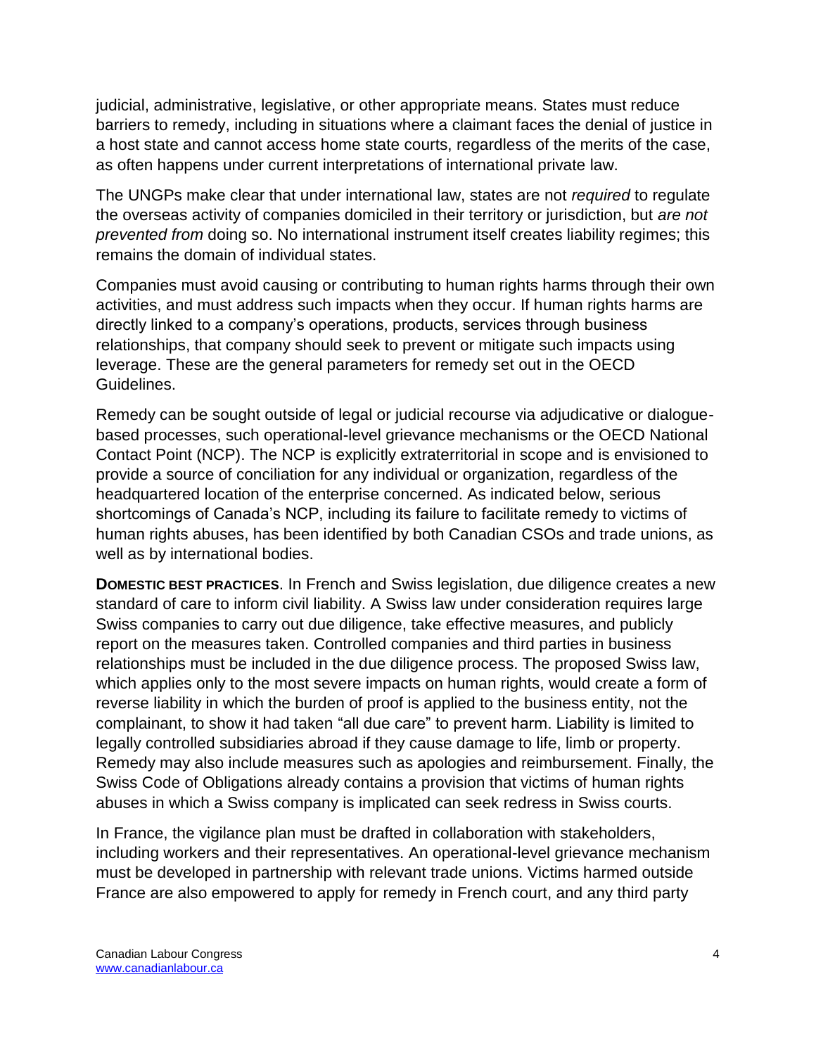judicial, administrative, legislative, or other appropriate means. States must reduce barriers to remedy, including in situations where a claimant faces the denial of justice in a host state and cannot access home state courts, regardless of the merits of the case, as often happens under current interpretations of international private law.

The UNGPs make clear that under international law, states are not *required* to regulate the overseas activity of companies domiciled in their territory or jurisdiction, but *are not prevented from* doing so. No international instrument itself creates liability regimes; this remains the domain of individual states.

Companies must avoid causing or contributing to human rights harms through their own activities, and must address such impacts when they occur. If human rights harms are directly linked to a company's operations, products, services through business relationships, that company should seek to prevent or mitigate such impacts using leverage. These are the general parameters for remedy set out in the OECD Guidelines.

Remedy can be sought outside of legal or judicial recourse via adjudicative or dialogue-based processes, such operational-level grievance mechanisms or the OECD National Contact Point (NCP). The NCP is explicitly extraterritorial in scope and is envisioned to provide a source of conciliation for any individual or organization, regardless of the headquartered location of the enterprise concerned. As indicated below, serious shortcomings of Canada's NCP, including its failure to facilitate remedy to victims of human rights abuses, has been identified by both Canadian CSOs and trade unions, as well as by international bodies.

**DOMESTIC BEST PRACTICES**. In French and Swiss legislation, due diligence creates a new standard of care to inform civil liability. A Swiss law under consideration requires large Swiss companies to carry out due diligence, take effective measures, and publicly report on the measures taken. Controlled companies and third parties in business relationships must be included in the due diligence process. The proposed Swiss law, which applies only to the most severe impacts on human rights, would create a form of reverse liability in which the burden of proof is applied to the business entity, not the complainant, to show it had taken "all due care" to prevent harm. Liability is limited to legally controlled subsidiaries abroad if they cause damage to life, limb or property. Remedy may also include measures such as apologies and reimbursement. Finally, the Swiss Code of Obligations already contains a provision that victims of human rights abuses in which a Swiss company is implicated can seek redress in Swiss courts.

In France, the vigilance plan must be drafted in collaboration with stakeholders, including workers and their representatives. An operational-level grievance mechanism must be developed in partnership with relevant trade unions. Victims harmed outside France are also empowered to apply for remedy in French court, and any third party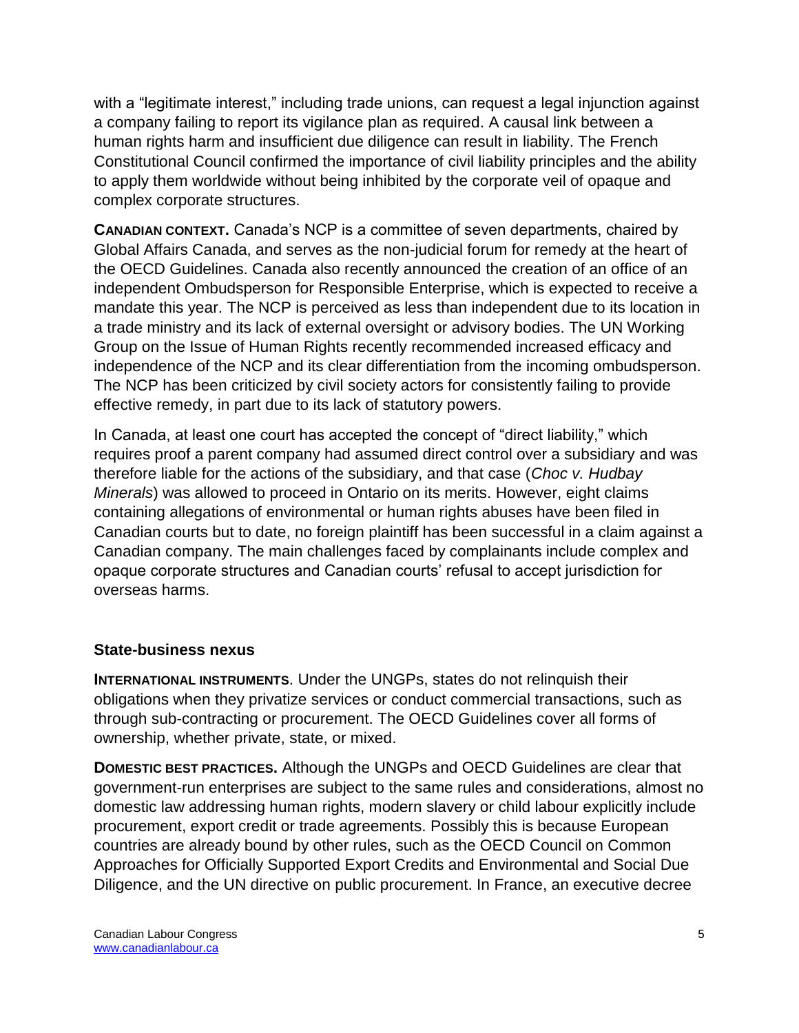with a "legitimate interest," including trade unions, can request a legal injunction against a company failing to report its vigilance plan as required. A causal link between a human rights harm and insufficient due diligence can result in liability. The French Constitutional Council confirmed the importance of civil liability principles and the ability to apply them worldwide without being inhibited by the corporate veil of opaque and complex corporate structures.

**CANADIAN CONTEXT.** Canada's NCP is a committee of seven departments, chaired by Global Affairs Canada, and serves as the non-judicial forum for remedy at the heart of the OECD Guidelines. Canada also recently announced the creation of an office of an independent Ombudsperson for Responsible Enterprise, which is expected to receive a mandate this year. The NCP is perceived as less than independent due to its location in a trade ministry and its lack of external oversight or advisory bodies. The UN Working Group on the Issue of Human Rights recently recommended increased efficacy and independence of the NCP and its clear differentiation from the incoming ombudsperson. The NCP has been criticized by civil society actors for consistently failing to provide effective remedy, in part due to its lack of statutory powers.

In Canada, at least one court has accepted the concept of "direct liability," which requires proof a parent company had assumed direct control over a subsidiary and was therefore liable for the actions of the subsidiary, and that case (*Choc v. Hudbay Minerals*) was allowed to proceed in Ontario on its merits. However, eight claims containing allegations of environmental or human rights abuses have been filed in Canadian courts but to date, no foreign plaintiff has been successful in a claim against a Canadian company. The main challenges faced by complainants include complex and opaque corporate structures and Canadian courts' refusal to accept jurisdiction for overseas harms.

### State-business nexus

**INTERNATIONAL INSTRUMENTS**. Under the UNGPs, states do not relinquish their obligations when they privatize services or conduct commercial transactions, such as through sub-contracting or procurement. The OECD Guidelines cover all forms of ownership, whether private, state, or mixed.

**DOMESTIC BEST PRACTICES.** Although the UNGPs and OECD Guidelines are clear that government-run enterprises are subject to the same rules and considerations, almost no domestic law addressing human rights, modern slavery or child labour explicitly include procurement, export credit or trade agreements. Possibly this is because European countries are already bound by other rules, such as the OECD Council on Common Approaches for Officially Supported Export Credits and Environmental and Social Due Diligence, and the UN directive on public procurement. In France, an executive decree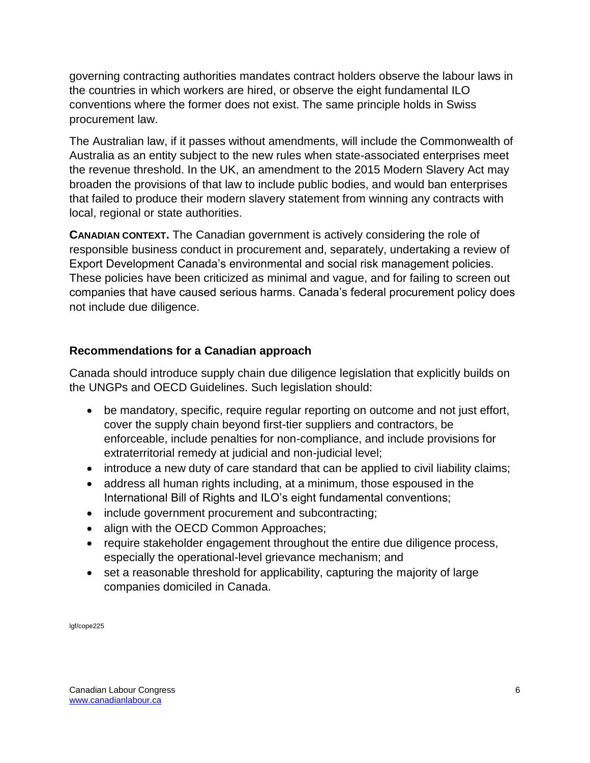governing contracting authorities mandates contract holders observe the labour laws in the countries in which workers are hired, or observe the eight fundamental ILO conventions where the former does not exist. The same principle holds in Swiss procurement law.

The Australian law, if it passes without amendments, will include the Commonwealth of Australia as an entity subject to the new rules when state-associated enterprises meet the revenue threshold. In the UK, an amendment to the 2015 Modern Slavery Act may broaden the provisions of that law to include public bodies, and would ban enterprises that failed to produce their modern slavery statement from winning any contracts with local, regional or state authorities.

**CANADIAN CONTEXT.** The Canadian government is actively considering the role of responsible business conduct in procurement and, separately, undertaking a review of Export Development Canada's environmental and social risk management policies. These policies have been criticized as minimal and vague, and for failing to screen out companies that have caused serious harms. Canada's federal procurement policy does not include due diligence.

## Recommendations for a Canadian approach

Canada should introduce supply chain due diligence legislation that explicitly builds on the UNGPs and OECD Guidelines. Such legislation should:

- be mandatory, specific, require regular reporting on outcome and not just effort, cover the supply chain beyond first-tier suppliers and contractors, be enforceable, include penalties for non-compliance, and include provisions for extraterritorial remedy at judicial and non-judicial level;
- introduce a new duty of care standard that can be applied to civil liability claims;
- address all human rights including, at a minimum, those espoused in the International Bill of Rights and ILO's eight fundamental conventions;
- include government procurement and subcontracting;
- align with the OECD Common Approaches;
- require stakeholder engagement throughout the entire due diligence process, especially the operational-level grievance mechanism; and
- set a reasonable threshold for applicability, capturing the majority of large companies domiciled in Canada.

lgf/cope225